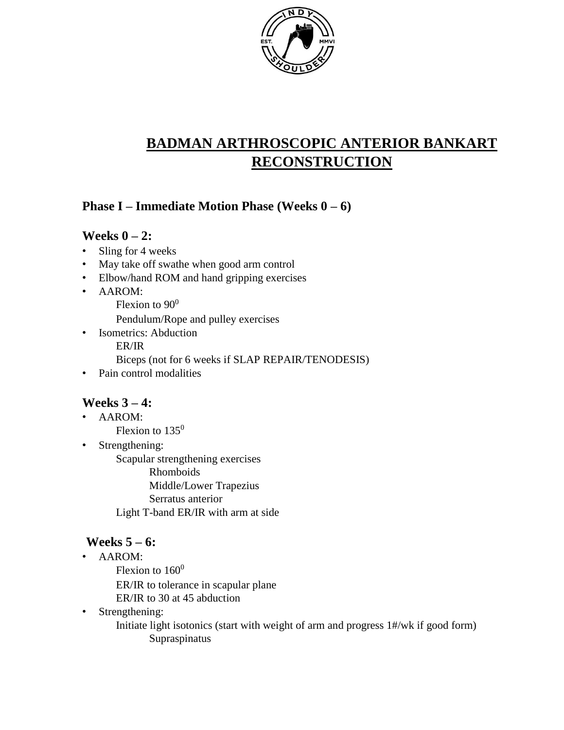# BADMAN ARTHROSCOPIC ANTERIOR BANKART RECONSTRUCTION

## Phase I – Immediate Motion Phase (Weeks 0 – 6)

### Weeks 0 – 2:

- Sling for 4 weeks
- May take off swathe when good arm control
- Elbow/hand ROM and hand gripping exercises
- AAROM:
  - Flexion to $90^0$
  - Pendulum/Rope and pulley exercises
- Isometrics: Abduction
  - ER/IR
  - Biceps (not for 6 weeks if SLAP REPAIR/TENODESIS)
- Pain control modalities

### Weeks 3 – 4:

- AAROM:
  - Flexion to $135^0$
- Strengthening:
  - Scapular strengthening exercises
    - Rhomboids
    - Middle/Lower Trapezius
    - Serratus anterior
  - Light T-band ER/IR with arm at side

### Weeks 5 – 6:

- AAROM:
  - Flexion to $160^0$
  - ER/IR to tolerance in scapular plane
  - ER/IR to 30 at 45 abduction
- Strengthening:
  - Initiate light isotonics (start with weight of arm and progress 1#/wk if good form)
    - Supraspinatus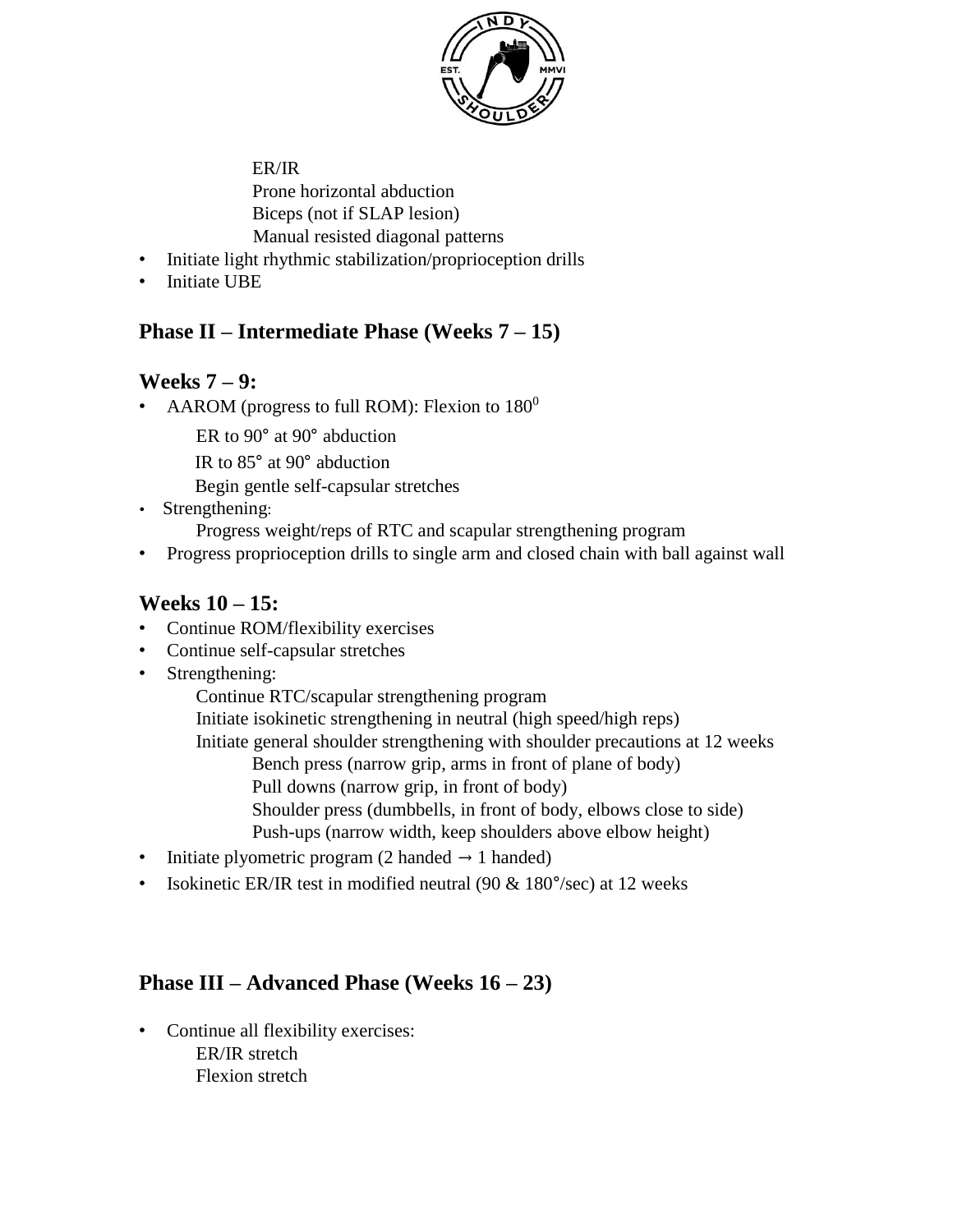ER/IR
Prone horizontal abduction
Biceps (not if SLAP lesion)
Manual resisted diagonal patterns

- Initiate light rhythmic stabilization/proprioception drills
- Initiate UBE

## Phase II – Intermediate Phase (Weeks 7 – 15)

### Weeks 7 – 9:

- AAROM (progress to full ROM): Flexion to $180^0$
  - ER to 90° at 90° abduction
  - IR to 85° at 90° abduction
  - Begin gentle self-capsular stretches
- Strengthening:
  - Progress weight/reps of RTC and scapular strengthening program
- Progress proprioception drills to single arm and closed chain with ball against wall

### Weeks 10 – 15:

- Continue ROM/flexibility exercises
- Continue self-capsular stretches
- Strengthening:
  - Continue RTC/scapular strengthening program
  - Initiate isokinetic strengthening in neutral (high speed/high reps)
  - Initiate general shoulder strengthening with shoulder precautions at 12 weeks
    - Bench press (narrow grip, arms in front of plane of body)
    - Pull downs (narrow grip, in front of body)
    - Shoulder press (dumbbells, in front of body, elbows close to side)
    - Push-ups (narrow width, keep shoulders above elbow height)
- Initiate plyometric program (2 handed → 1 handed)
- Isokinetic ER/IR test in modified neutral (90 & 180°/sec) at 12 weeks

## Phase III – Advanced Phase (Weeks 16 – 23)

- Continue all flexibility exercises:
  - ER/IR stretch
  - Flexion stretch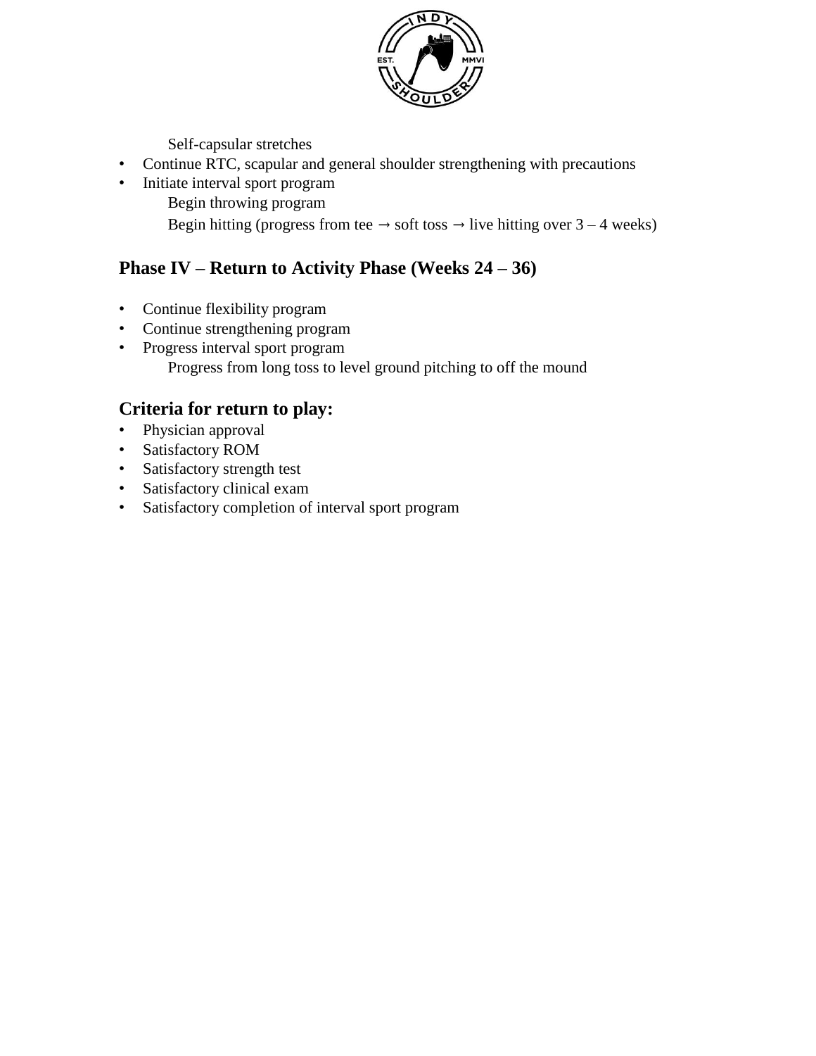Self-capsular stretches

- Continue RTC, scapular and general shoulder strengthening with precautions
- Initiate interval sport program
  - Begin throwing program
  - Begin hitting (progress from tee → soft toss → live hitting over 3 – 4 weeks)

## Phase IV – Return to Activity Phase (Weeks 24 – 36)

- Continue flexibility program
- Continue strengthening program
- Progress interval sport program
  - Progress from long toss to level ground pitching to off the mound

## Criteria for return to play:

- Physician approval
- Satisfactory ROM
- Satisfactory strength test
- Satisfactory clinical exam
- Satisfactory completion of interval sport program